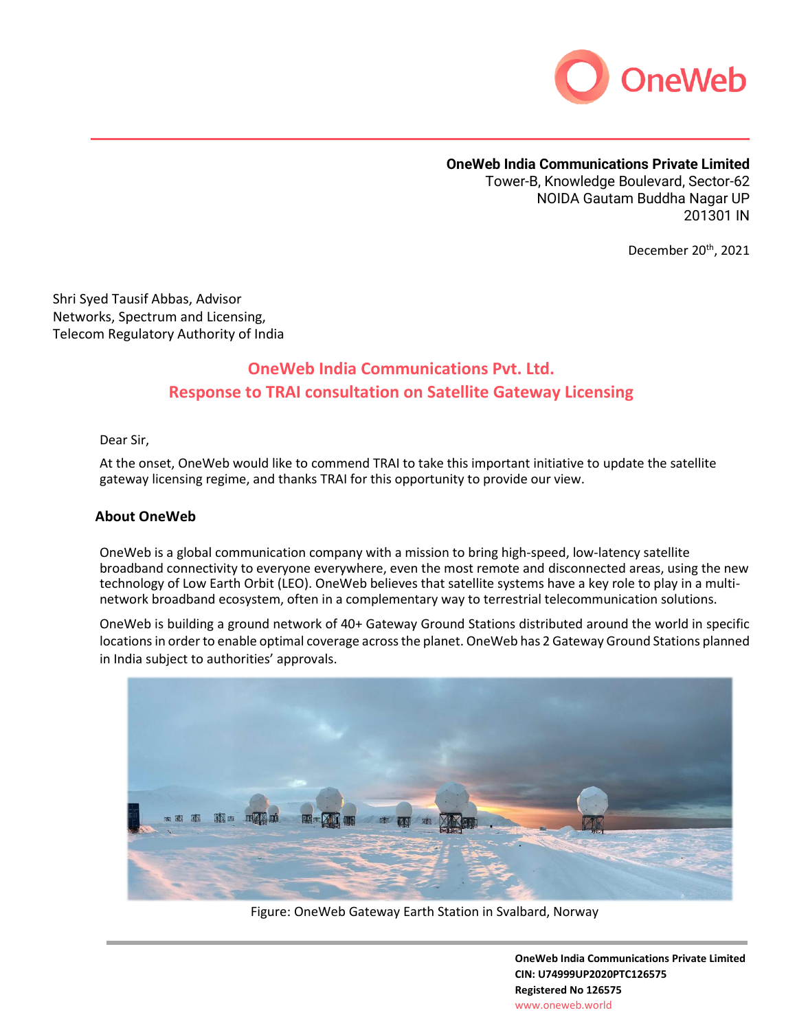**OneWeb India Communications Private Limited**
Tower-B, Knowledge Boulevard, Sector-62
NOIDA Gautam Buddha Nagar UP
201301 IN

December 20th, 2021

Shri Syed Tausif Abbas, Advisor
Networks, Spectrum and Licensing,
Telecom Regulatory Authority of India

# OneWeb India Communications Pvt. Ltd.
# Response to TRAI consultation on Satellite Gateway Licensing

Dear Sir,

At the onset, OneWeb would like to commend TRAI to take this important initiative to update the satellite gateway licensing regime, and thanks TRAI for this opportunity to provide our view.

## About OneWeb

OneWeb is a global communication company with a mission to bring high-speed, low-latency satellite broadband connectivity to everyone everywhere, even the most remote and disconnected areas, using the new technology of Low Earth Orbit (LEO). OneWeb believes that satellite systems have a key role to play in a multi-network broadband ecosystem, often in a complementary way to terrestrial telecommunication solutions.

OneWeb is building a ground network of 40+ Gateway Ground Stations distributed around the world in specific locations in order to enable optimal coverage across the planet. OneWeb has 2 Gateway Ground Stations planned in India subject to authorities' approvals.

Figure: OneWeb Gateway Earth Station in Svalbard, Norway

**OneWeb India Communications Private Limited**
**CIN: U74999UP2020PTC126575**
**Registered No 126575**
www.oneweb.world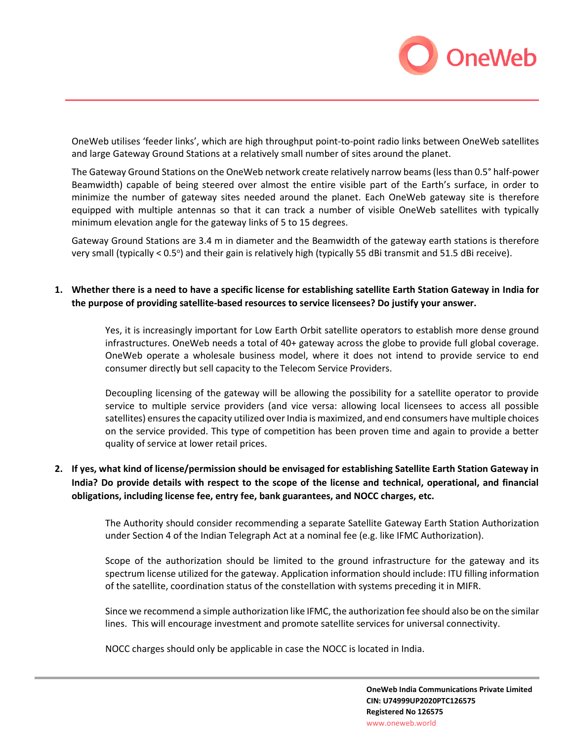OneWeb utilises 'feeder links', which are high throughput point-to-point radio links between OneWeb satellites and large Gateway Ground Stations at a relatively small number of sites around the planet.

The Gateway Ground Stations on the OneWeb network create relatively narrow beams (less than 0.5° half-power Beamwidth) capable of being steered over almost the entire visible part of the Earth's surface, in order to minimize the number of gateway sites needed around the planet. Each OneWeb gateway site is therefore equipped with multiple antennas so that it can track a number of visible OneWeb satellites with typically minimum elevation angle for the gateway links of 5 to 15 degrees.

Gateway Ground Stations are 3.4 m in diameter and the Beamwidth of the gateway earth stations is therefore very small (typically < 0.5°) and their gain is relatively high (typically 55 dBi transmit and 51.5 dBi receive).

1. **Whether there is a need to have a specific license for establishing satellite Earth Station Gateway in India for the purpose of providing satellite-based resources to service licensees? Do justify your answer.**

   Yes, it is increasingly important for Low Earth Orbit satellite operators to establish more dense ground infrastructures. OneWeb needs a total of 40+ gateway across the globe to provide full global coverage. OneWeb operate a wholesale business model, where it does not intend to provide service to end consumer directly but sell capacity to the Telecom Service Providers.

   Decoupling licensing of the gateway will be allowing the possibility for a satellite operator to provide service to multiple service providers (and vice versa: allowing local licensees to access all possible satellites) ensures the capacity utilized over India is maximized, and end consumers have multiple choices on the service provided. This type of competition has been proven time and again to provide a better quality of service at lower retail prices.

2. **If yes, what kind of license/permission should be envisaged for establishing Satellite Earth Station Gateway in India? Do provide details with respect to the scope of the license and technical, operational, and financial obligations, including license fee, entry fee, bank guarantees, and NOCC charges, etc.**

   The Authority should consider recommending a separate Satellite Gateway Earth Station Authorization under Section 4 of the Indian Telegraph Act at a nominal fee (e.g. like IFMC Authorization).

   Scope of the authorization should be limited to the ground infrastructure for the gateway and its spectrum license utilized for the gateway. Application information should include: ITU filling information of the satellite, coordination status of the constellation with systems preceding it in MIFR.

   Since we recommend a simple authorization like IFMC, the authorization fee should also be on the similar lines. This will encourage investment and promote satellite services for universal connectivity.

   NOCC charges should only be applicable in case the NOCC is located in India.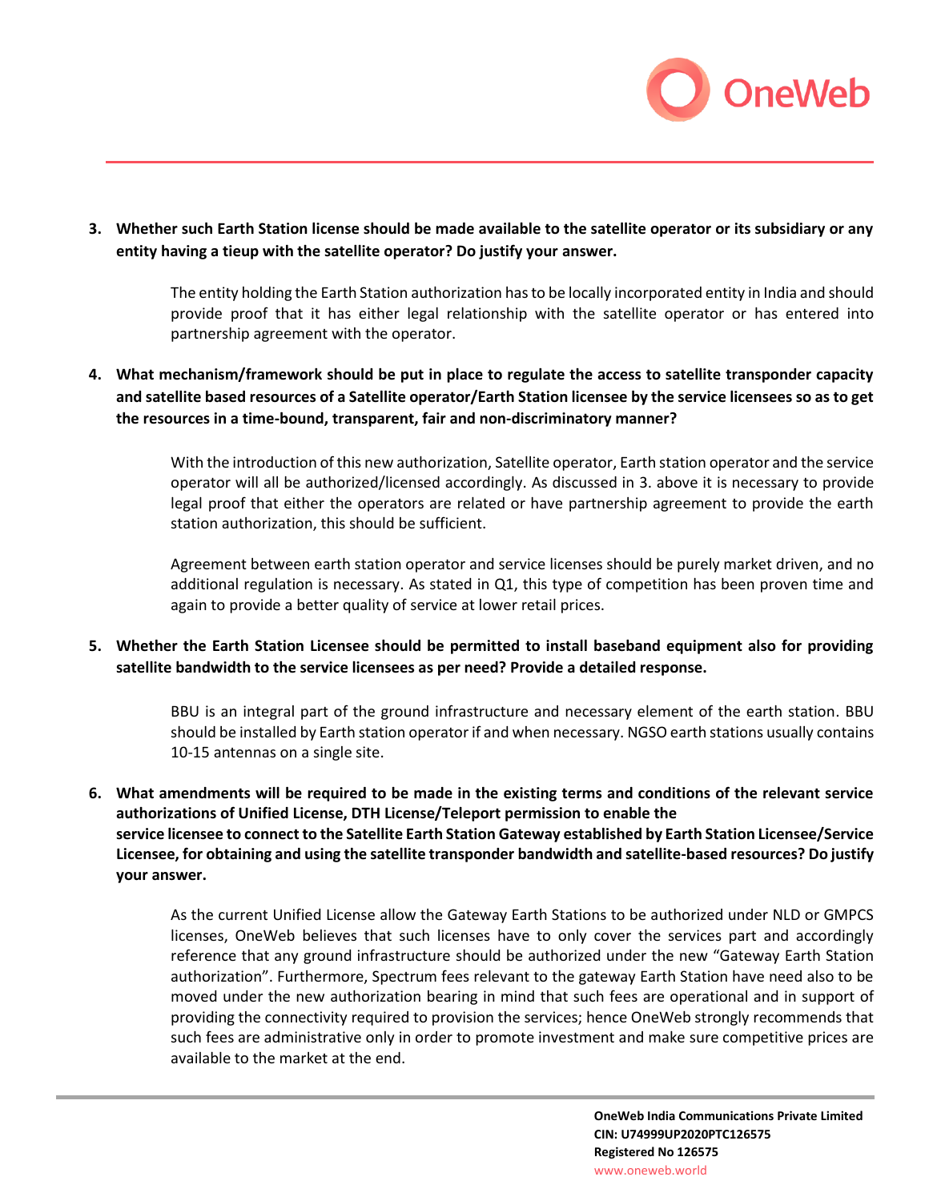3. **Whether such Earth Station license should be made available to the satellite operator or its subsidiary or any entity having a tieup with the satellite operator? Do justify your answer.**

   The entity holding the Earth Station authorization has to be locally incorporated entity in India and should provide proof that it has either legal relationship with the satellite operator or has entered into partnership agreement with the operator.

4. **What mechanism/framework should be put in place to regulate the access to satellite transponder capacity and satellite based resources of a Satellite operator/Earth Station licensee by the service licensees so as to get the resources in a time-bound, transparent, fair and non-discriminatory manner?**

   With the introduction of this new authorization, Satellite operator, Earth station operator and the service operator will all be authorized/licensed accordingly. As discussed in 3. above it is necessary to provide legal proof that either the operators are related or have partnership agreement to provide the earth station authorization, this should be sufficient.

   Agreement between earth station operator and service licenses should be purely market driven, and no additional regulation is necessary. As stated in Q1, this type of competition has been proven time and again to provide a better quality of service at lower retail prices.

5. **Whether the Earth Station Licensee should be permitted to install baseband equipment also for providing satellite bandwidth to the service licensees as per need? Provide a detailed response.**

   BBU is an integral part of the ground infrastructure and necessary element of the earth station. BBU should be installed by Earth station operator if and when necessary. NGSO earth stations usually contains 10-15 antennas on a single site.

6. **What amendments will be required to be made in the existing terms and conditions of the relevant service authorizations of Unified License, DTH License/Teleport permission to enable the service licensee to connect to the Satellite Earth Station Gateway established by Earth Station Licensee/Service Licensee, for obtaining and using the satellite transponder bandwidth and satellite-based resources? Do justify your answer.**

   As the current Unified License allow the Gateway Earth Stations to be authorized under NLD or GMPCS licenses, OneWeb believes that such licenses have to only cover the services part and accordingly reference that any ground infrastructure should be authorized under the new "Gateway Earth Station authorization". Furthermore, Spectrum fees relevant to the gateway Earth Station have need also to be moved under the new authorization bearing in mind that such fees are operational and in support of providing the connectivity required to provision the services; hence OneWeb strongly recommends that such fees are administrative only in order to promote investment and make sure competitive prices are available to the market at the end.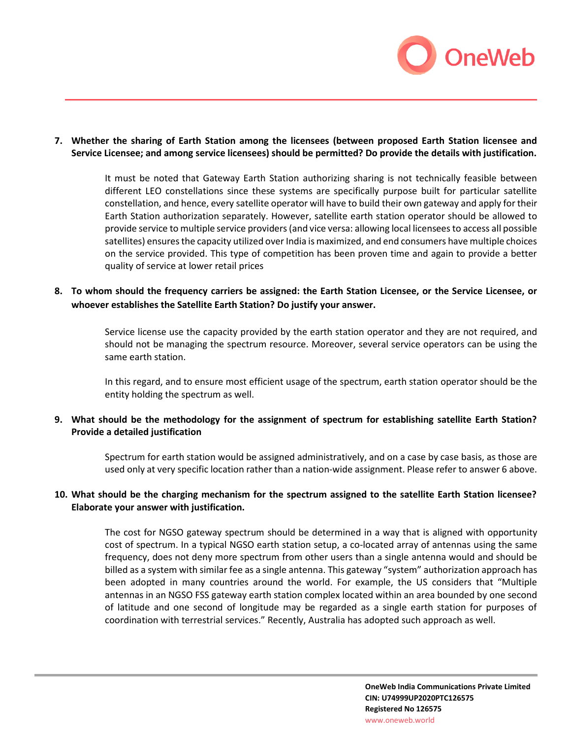7. **Whether the sharing of Earth Station among the licensees (between proposed Earth Station licensee and Service Licensee; and among service licensees) should be permitted? Do provide the details with justification.**

   It must be noted that Gateway Earth Station authorizing sharing is not technically feasible between different LEO constellations since these systems are specifically purpose built for particular satellite constellation, and hence, every satellite operator will have to build their own gateway and apply for their Earth Station authorization separately. However, satellite earth station operator should be allowed to provide service to multiple service providers (and vice versa: allowing local licensees to access all possible satellites) ensures the capacity utilized over India is maximized, and end consumers have multiple choices on the service provided. This type of competition has been proven time and again to provide a better quality of service at lower retail prices

8. **To whom should the frequency carriers be assigned: the Earth Station Licensee, or the Service Licensee, or whoever establishes the Satellite Earth Station? Do justify your answer.**

   Service license use the capacity provided by the earth station operator and they are not required, and should not be managing the spectrum resource. Moreover, several service operators can be using the same earth station.

   In this regard, and to ensure most efficient usage of the spectrum, earth station operator should be the entity holding the spectrum as well.

9. **What should be the methodology for the assignment of spectrum for establishing satellite Earth Station? Provide a detailed justification**

   Spectrum for earth station would be assigned administratively, and on a case by case basis, as those are used only at very specific location rather than a nation-wide assignment. Please refer to answer 6 above.

10. **What should be the charging mechanism for the spectrum assigned to the satellite Earth Station licensee? Elaborate your answer with justification.**

    The cost for NGSO gateway spectrum should be determined in a way that is aligned with opportunity cost of spectrum. In a typical NGSO earth station setup, a co-located array of antennas using the same frequency, does not deny more spectrum from other users than a single antenna would and should be billed as a system with similar fee as a single antenna. This gateway "system" authorization approach has been adopted in many countries around the world. For example, the US considers that "Multiple antennas in an NGSO FSS gateway earth station complex located within an area bounded by one second of latitude and one second of longitude may be regarded as a single earth station for purposes of coordination with terrestrial services." Recently, Australia has adopted such approach as well.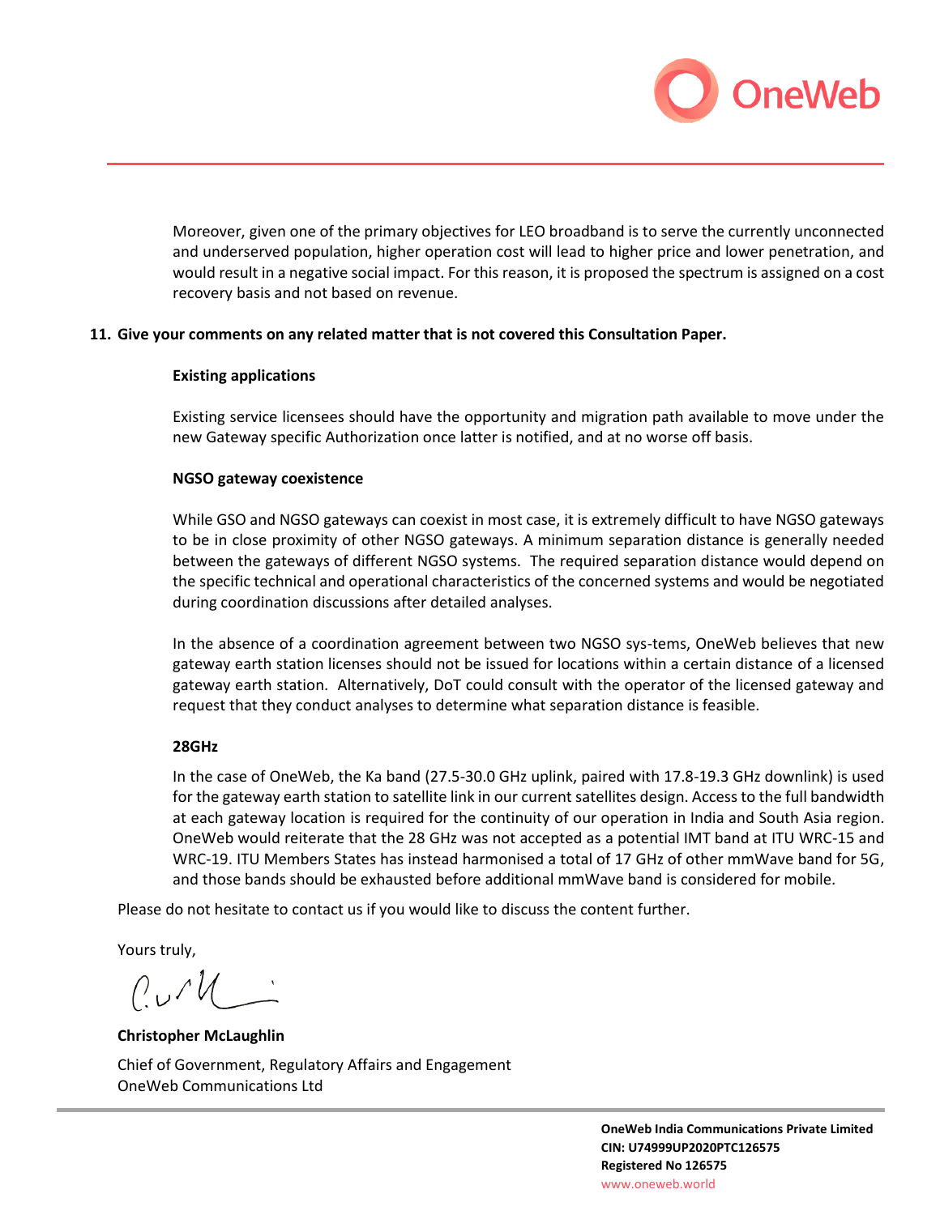Moreover, given one of the primary objectives for LEO broadband is to serve the currently unconnected and underserved population, higher operation cost will lead to higher price and lower penetration, and would result in a negative social impact. For this reason, it is proposed the spectrum is assigned on a cost recovery basis and not based on revenue.

**11. Give your comments on any related matter that is not covered this Consultation Paper.**

**Existing applications**

Existing service licensees should have the opportunity and migration path available to move under the new Gateway specific Authorization once latter is notified, and at no worse off basis.

**NGSO gateway coexistence**

While GSO and NGSO gateways can coexist in most case, it is extremely difficult to have NGSO gateways to be in close proximity of other NGSO gateways. A minimum separation distance is generally needed between the gateways of different NGSO systems. The required separation distance would depend on the specific technical and operational characteristics of the concerned systems and would be negotiated during coordination discussions after detailed analyses.

In the absence of a coordination agreement between two NGSO sys-tems, OneWeb believes that new gateway earth station licenses should not be issued for locations within a certain distance of a licensed gateway earth station. Alternatively, DoT could consult with the operator of the licensed gateway and request that they conduct analyses to determine what separation distance is feasible.

**28GHz**

In the case of OneWeb, the Ka band (27.5-30.0 GHz uplink, paired with 17.8-19.3 GHz downlink) is used for the gateway earth station to satellite link in our current satellites design. Access to the full bandwidth at each gateway location is required for the continuity of our operation in India and South Asia region. OneWeb would reiterate that the 28 GHz was not accepted as a potential IMT band at ITU WRC-15 and WRC-19. ITU Members States has instead harmonised a total of 17 GHz of other mmWave band for 5G, and those bands should be exhausted before additional mmWave band is considered for mobile.

Please do not hesitate to contact us if you would like to discuss the content further.

Yours truly,

**Christopher McLaughlin**

Chief of Government, Regulatory Affairs and Engagement
OneWeb Communications Ltd

**OneWeb India Communications Private Limited**
**CIN: U74999UP2020PTC126575**
**Registered No 126575**
www.oneweb.world